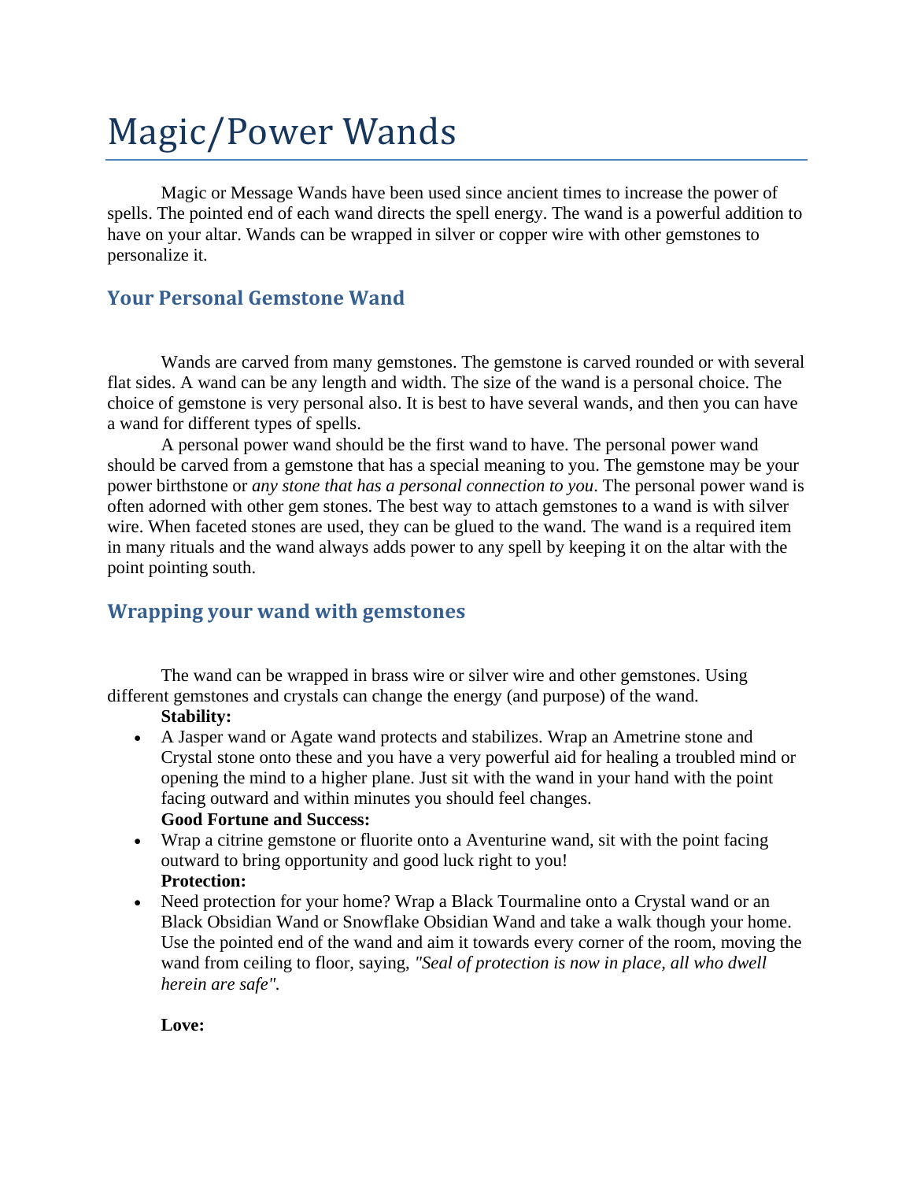# Magic/Power Wands

Magic or Message Wands have been used since ancient times to increase the power of spells. The pointed end of each wand directs the spell energy. The wand is a powerful addition to have on your altar. Wands can be wrapped in silver or copper wire with other gemstones to personalize it.

## Your Personal Gemstone Wand

Wands are carved from many gemstones. The gemstone is carved rounded or with several flat sides. A wand can be any length and width. The size of the wand is a personal choice. The choice of gemstone is very personal also. It is best to have several wands, and then you can have a wand for different types of spells.

A personal power wand should be the first wand to have. The personal power wand should be carved from a gemstone that has a special meaning to you. The gemstone may be your power birthstone or *any stone that has a personal connection to you*. The personal power wand is often adorned with other gem stones. The best way to attach gemstones to a wand is with silver wire. When faceted stones are used, they can be glued to the wand. The wand is a required item in many rituals and the wand always adds power to any spell by keeping it on the altar with the point pointing south.

## Wrapping your wand with gemstones

The wand can be wrapped in brass wire or silver wire and other gemstones. Using different gemstones and crystals can change the energy (and purpose) of the wand.

**Stability:**

- A Jasper wand or Agate wand protects and stabilizes. Wrap an Ametrine stone and Crystal stone onto these and you have a very powerful aid for healing a troubled mind or opening the mind to a higher plane. Just sit with the wand in your hand with the point facing outward and within minutes you should feel changes.

**Good Fortune and Success:**

- Wrap a citrine gemstone or fluorite onto a Aventurine wand, sit with the point facing outward to bring opportunity and good luck right to you!

**Protection:**

- Need protection for your home? Wrap a Black Tourmaline onto a Crystal wand or an Black Obsidian Wand or Snowflake Obsidian Wand and take a walk though your home. Use the pointed end of the wand and aim it towards every corner of the room, moving the wand from ceiling to floor, saying, *"Seal of protection is now in place, all who dwell herein are safe"*.

**Love:**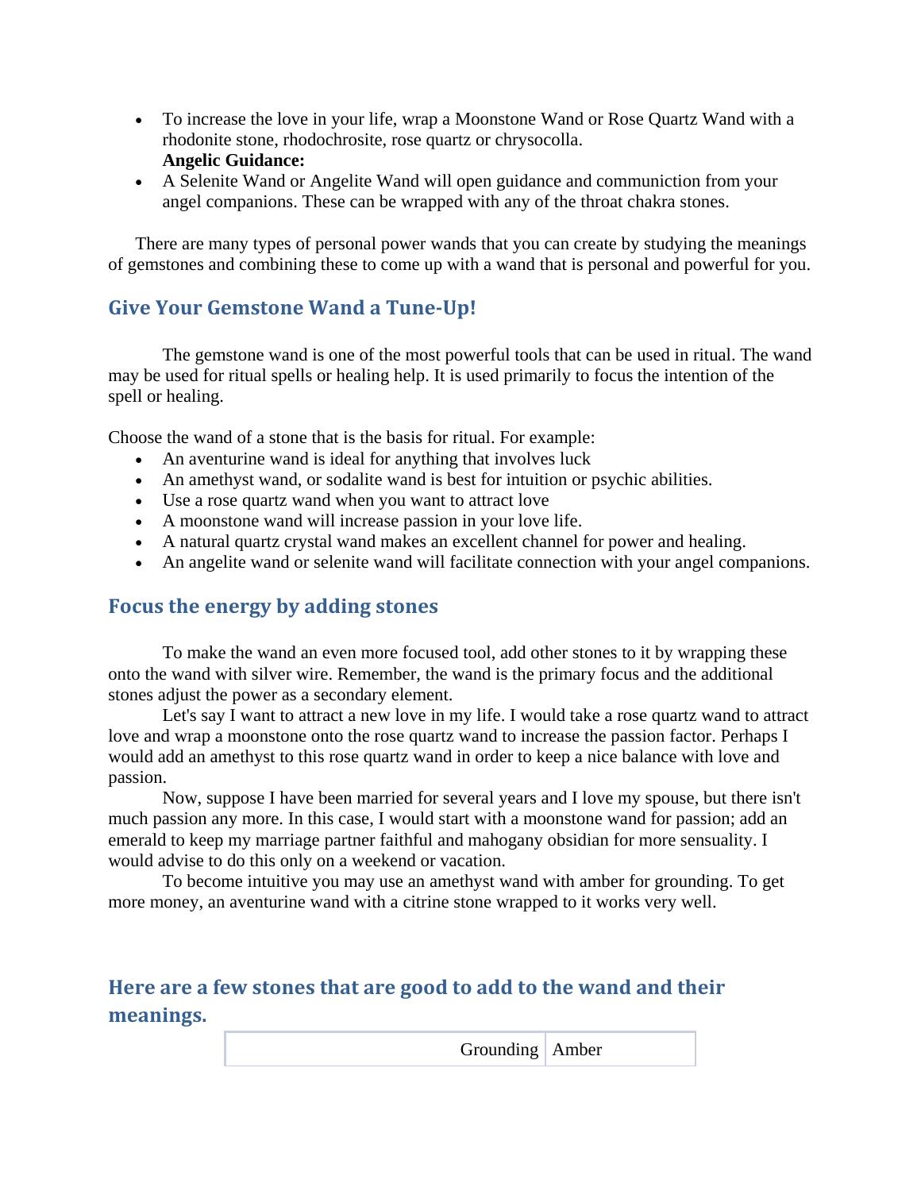- To increase the love in your life, wrap a Moonstone Wand or Rose Quartz Wand with a rhodonite stone, rhodochrosite, rose quartz or chrysocolla.
  **Angelic Guidance:**
- A Selenite Wand or Angelite Wand will open guidance and communiction from your angel companions. These can be wrapped with any of the throat chakra stones.

There are many types of personal power wands that you can create by studying the meanings of gemstones and combining these to come up with a wand that is personal and powerful for you.

## Give Your Gemstone Wand a Tune-Up!

The gemstone wand is one of the most powerful tools that can be used in ritual. The wand may be used for ritual spells or healing help. It is used primarily to focus the intention of the spell or healing.

Choose the wand of a stone that is the basis for ritual. For example:

- An aventurine wand is ideal for anything that involves luck
- An amethyst wand, or sodalite wand is best for intuition or psychic abilities.
- Use a rose quartz wand when you want to attract love
- A moonstone wand will increase passion in your love life.
- A natural quartz crystal wand makes an excellent channel for power and healing.
- An angelite wand or selenite wand will facilitate connection with your angel companions.

## Focus the energy by adding stones

To make the wand an even more focused tool, add other stones to it by wrapping these onto the wand with silver wire. Remember, the wand is the primary focus and the additional stones adjust the power as a secondary element.

Let's say I want to attract a new love in my life. I would take a rose quartz wand to attract love and wrap a moonstone onto the rose quartz wand to increase the passion factor. Perhaps I would add an amethyst to this rose quartz wand in order to keep a nice balance with love and passion.

Now, suppose I have been married for several years and I love my spouse, but there isn't much passion any more. In this case, I would start with a moonstone wand for passion; add an emerald to keep my marriage partner faithful and mahogany obsidian for more sensuality. I would advise to do this only on a weekend or vacation.

To become intuitive you may use an amethyst wand with amber for grounding. To get more money, an aventurine wand with a citrine stone wrapped to it works very well.

## Here are a few stones that are good to add to the wand and their meanings.

| | |
|---|---|
| Grounding | Amber |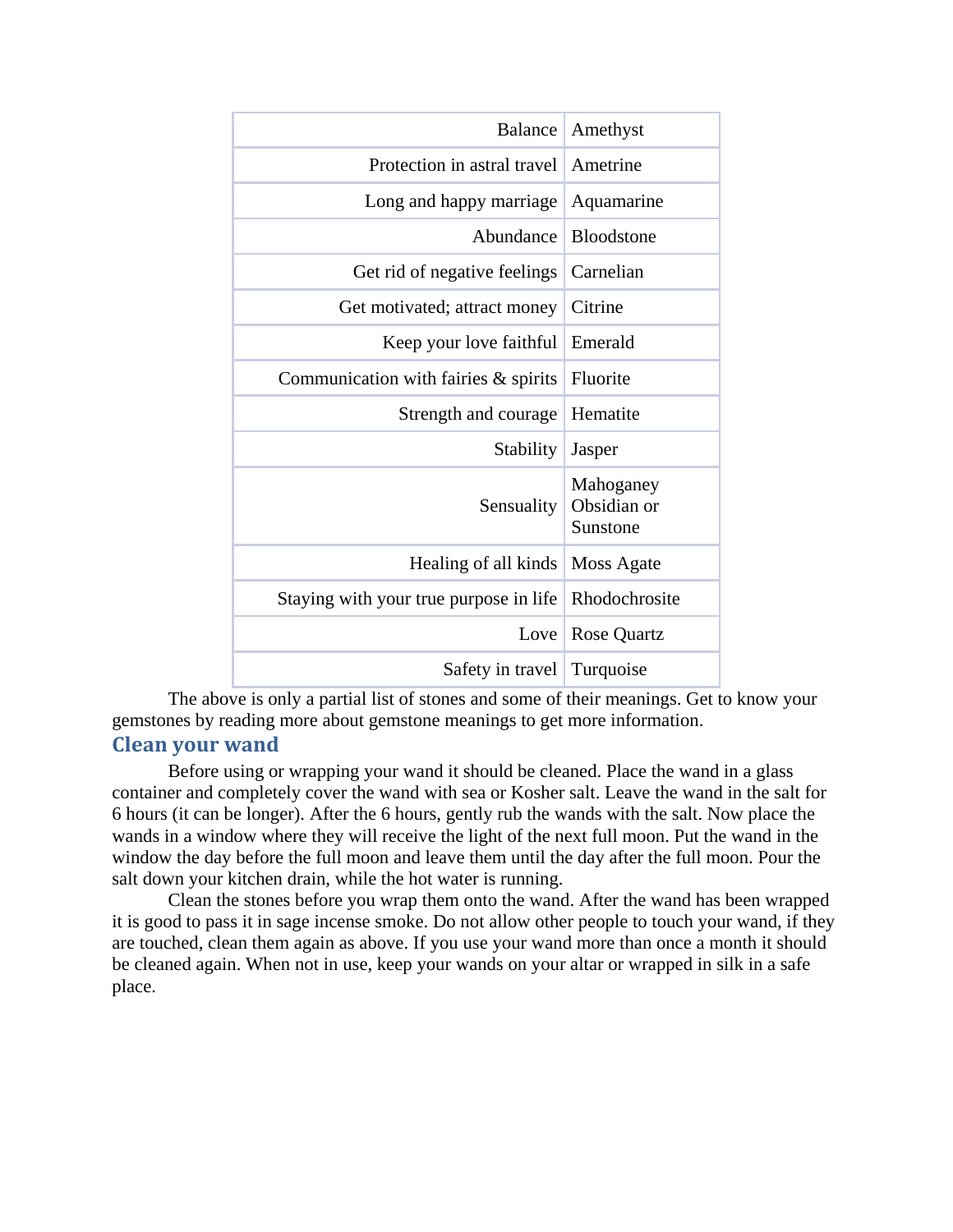| | |
|---|---|
| Balance | Amethyst |
| Protection in astral travel | Ametrine |
| Long and happy marriage | Aquamarine |
| Abundance | Bloodstone |
| Get rid of negative feelings | Carnelian |
| Get motivated; attract money | Citrine |
| Keep your love faithful | Emerald |
| Communication with fairies & spirits | Fluorite |
| Strength and courage | Hematite |
| Stability | Jasper |
| Sensuality | Mahoganey Obsidian or Sunstone |
| Healing of all kinds | Moss Agate |
| Staying with your true purpose in life | Rhodochrosite |
| Love | Rose Quartz |
| Safety in travel | Turquoise |

The above is only a partial list of stones and some of their meanings. Get to know your gemstones by reading more about gemstone meanings to get more information.

## Clean your wand

Before using or wrapping your wand it should be cleaned. Place the wand in a glass container and completely cover the wand with sea or Kosher salt. Leave the wand in the salt for 6 hours (it can be longer). After the 6 hours, gently rub the wands with the salt. Now place the wands in a window where they will receive the light of the next full moon. Put the wand in the window the day before the full moon and leave them until the day after the full moon. Pour the salt down your kitchen drain, while the hot water is running.

Clean the stones before you wrap them onto the wand. After the wand has been wrapped it is good to pass it in sage incense smoke. Do not allow other people to touch your wand, if they are touched, clean them again as above. If you use your wand more than once a month it should be cleaned again. When not in use, keep your wands on your altar or wrapped in silk in a safe place.